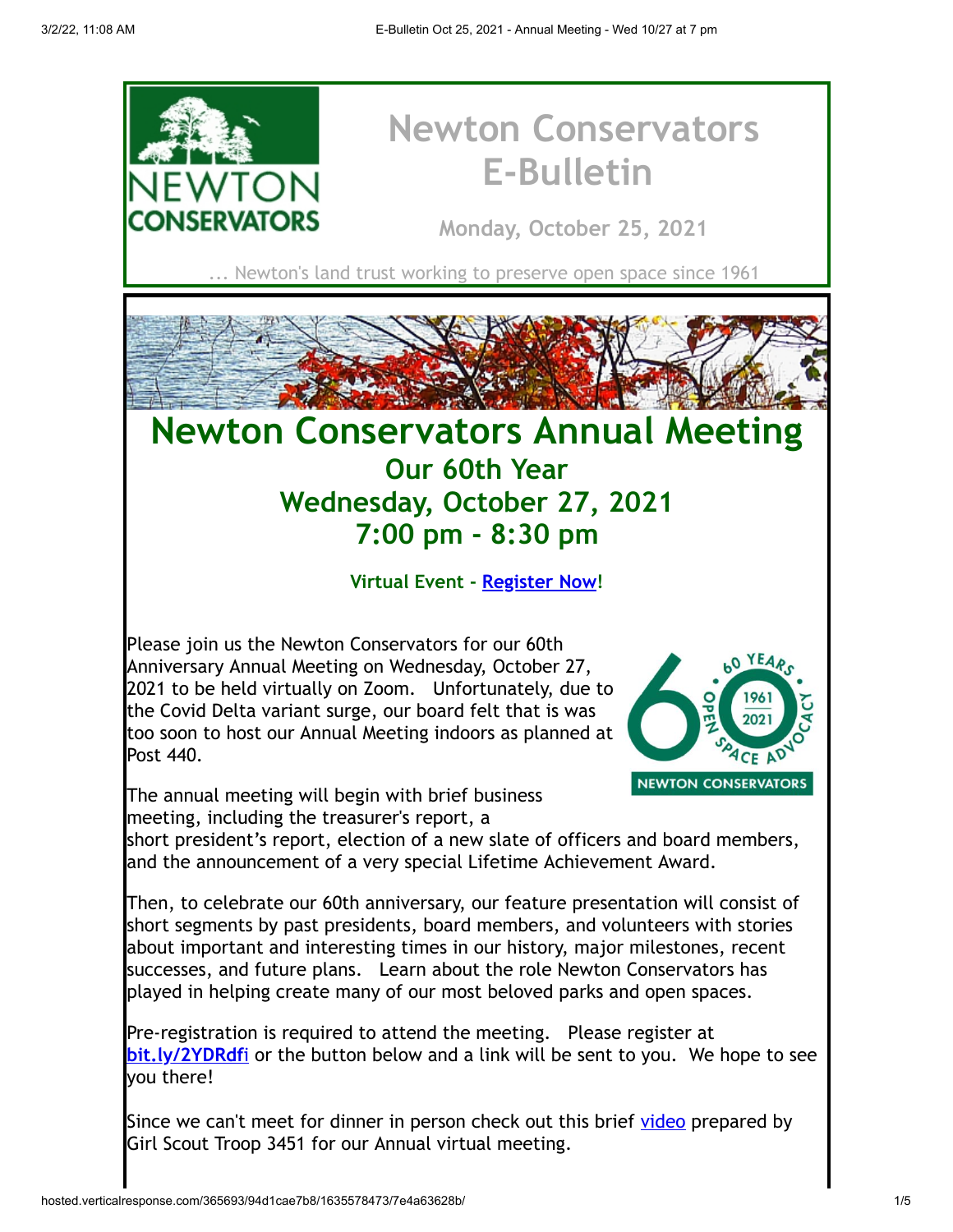# Newton Conservators E-Bulletin

**Monday, October 25, 2021**

... Newton's land trust working to preserve open space since 1961

# Newton Conservators Annual Meeting

## Our 60th Year
## Wednesday, October 27, 2021
## 7:00 pm - 8:30 pm

**Virtual Event - Register Now!**

Please join us the Newton Conservators for our 60th Anniversary Annual Meeting on Wednesday, October 27, 2021 to be held virtually on Zoom. Unfortunately, due to the Covid Delta variant surge, our board felt that is was too soon to host our Annual Meeting indoors as planned at Post 440.

The annual meeting will begin with brief business meeting, including the treasurer's report, a short president's report, election of a new slate of officers and board members, and the announcement of a very special Lifetime Achievement Award.

Then, to celebrate our 60th anniversary, our feature presentation will consist of short segments by past presidents, board members, and volunteers with stories about important and interesting times in our history, major milestones, recent successes, and future plans. Learn about the role Newton Conservators has played in helping create many of our most beloved parks and open spaces.

Pre-registration is required to attend the meeting. Please register at **bit.ly/2YDRdfi** or the button below and a link will be sent to you. We hope to see you there!

Since we can't meet for dinner in person check out this brief video prepared by Girl Scout Troop 3451 for our Annual virtual meeting.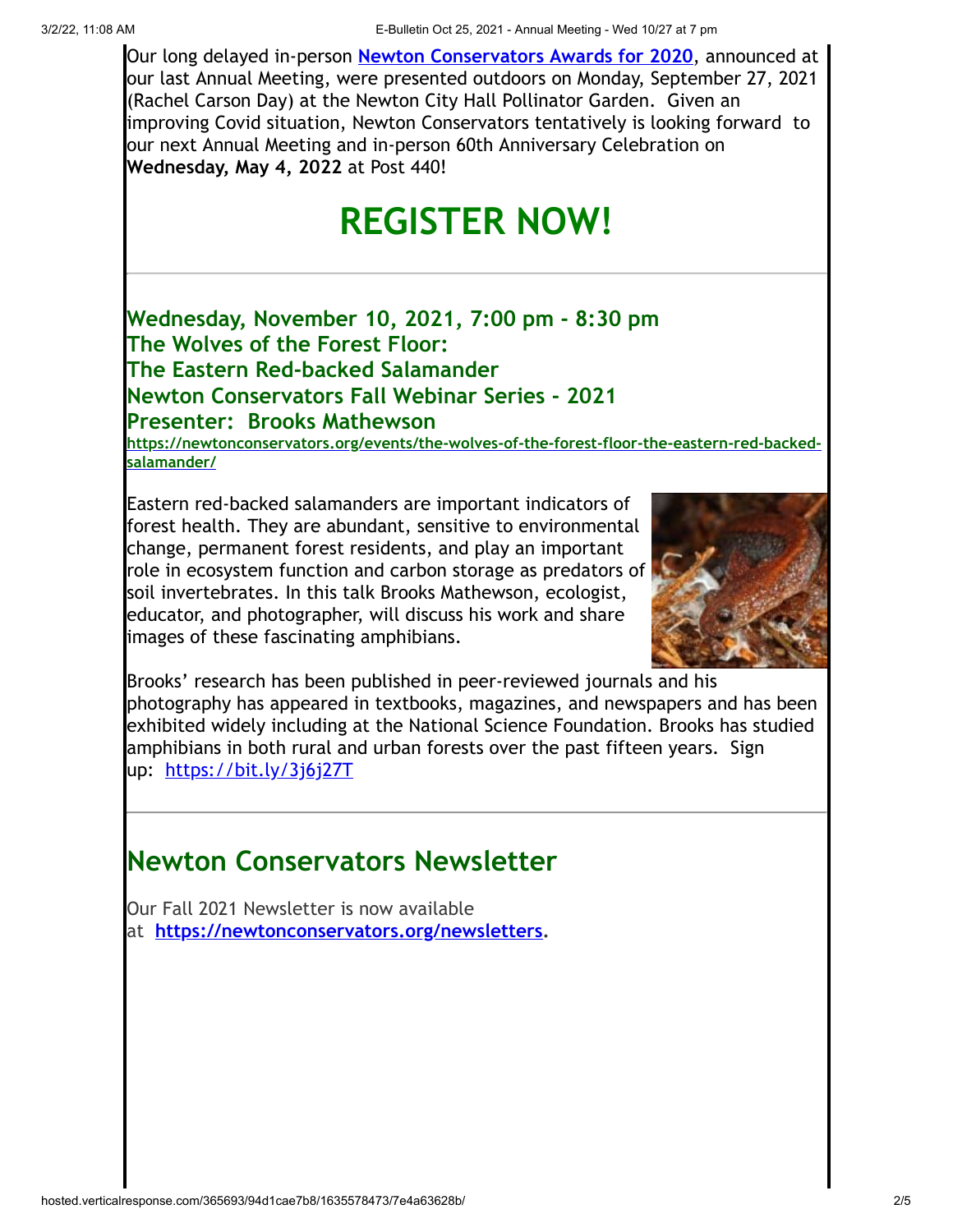Our long delayed in-person **Newton Conservators Awards for 2020**, announced at our last Annual Meeting, were presented outdoors on Monday, September 27, 2021 (Rachel Carson Day) at the Newton City Hall Pollinator Garden. Given an improving Covid situation, Newton Conservators tentatively is looking forward to our next Annual Meeting and in-person 60th Anniversary Celebration on **Wednesday, May 4, 2022** at Post 440!

# REGISTER NOW!

---

### Wednesday, November 10, 2021, 7:00 pm - 8:30 pm
### The Wolves of the Forest Floor:
### The Eastern Red-backed Salamander
### Newton Conservators Fall Webinar Series - 2021
### Presenter: Brooks Mathewson

**https://newtonconservators.org/events/the-wolves-of-the-forest-floor-the-eastern-red-backed-salamander/**

Eastern red-backed salamanders are important indicators of forest health. They are abundant, sensitive to environmental change, permanent forest residents, and play an important role in ecosystem function and carbon storage as predators of soil invertebrates. In this talk Brooks Mathewson, ecologist, educator, and photographer, will discuss his work and share images of these fascinating amphibians.

Brooks' research has been published in peer-reviewed journals and his photography has appeared in textbooks, magazines, and newspapers and has been exhibited widely including at the National Science Foundation. Brooks has studied amphibians in both rural and urban forests over the past fifteen years. Sign up: https://bit.ly/3j6j27T

---

## Newton Conservators Newsletter

Our Fall 2021 Newsletter is now available at **https://newtonconservators.org/newsletters**.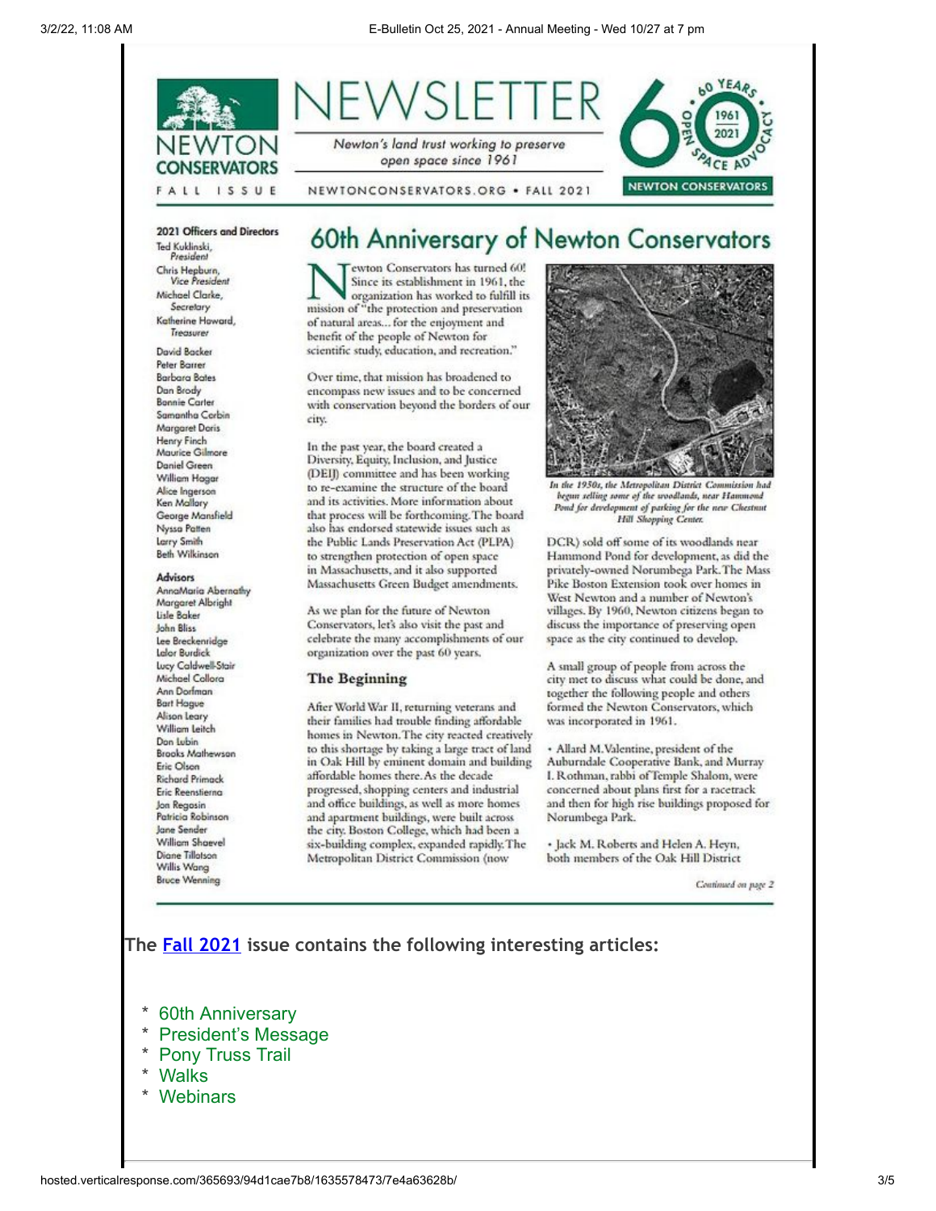NEWTON CONSERVATORS

FALL ISSUE

# NEWSLETTER

*Newton's land trust working to preserve open space since 1961*

NEWTONCONSERVATORS.ORG • FALL 2021

60 YEARS • 1961 2021 • OPEN SPACE ADVOCACY

NEWTON CONSERVATORS

**2021 Officers and Directors**

Ted Kuklinski, *President*
Chris Hepburn, *Vice President*
Michael Clarke, *Secretary*
Katherine Howard, *Treasurer*

David Backer
Peter Barrer
Barbara Bates
Dan Brody
Bonnie Carter
Samantha Corbin
Margaret Doris
Henry Finch
Maurice Gilmore
Daniel Green
William Hagar
Alice Ingerson
Ken Mallory
George Mansfield
Nyssa Patten
Larry Smith
Beth Wilkinson

**Advisors**

AnnaMaria Abernathy
Margaret Albright
Lisle Baker
John Bliss
Lee Breckenridge
Lalor Burdick
Lucy Caldwell-Stair
Michael Collora
Ann Dorfman
Bart Hague
Alison Leary
William Leitch
Don Lubin
Brooks Mathewson
Eric Olson
Richard Primack
Eric Reenstierna
Jon Regosin
Patricia Robinson
Jane Sender
William Shaevel
Diane Tillotson
Willis Wang
Bruce Wenning

## 60th Anniversary of Newton Conservators

Newton Conservators has turned 60! Since its establishment in 1961, the organization has worked to fulfill its mission of "the protection and preservation of natural areas... for the enjoyment and benefit of the people of Newton for scientific study, education, and recreation."

Over time, that mission has broadened to encompass new issues and to be concerned with conservation beyond the borders of our city.

In the past year, the board created a Diversity, Equity, Inclusion, and Justice (DEIJ) committee and has been working to re-examine the structure of the board and its activities. More information about that process will be forthcoming. The board also has endorsed statewide issues such as the Public Lands Preservation Act (PLPA) to strengthen protection of open space in Massachusetts, and it also supported Massachusetts Green Budget amendments.

As we plan for the future of Newton Conservators, let's also visit the past and celebrate the many accomplishments of our organization over the past 60 years.

### The Beginning

After World War II, returning veterans and their families had trouble finding affordable homes in Newton. The city reacted creatively to this shortage by taking a large tract of land in Oak Hill by eminent domain and building affordable homes there. As the decade progressed, shopping centers and industrial and office buildings, as well as more homes and apartment buildings, were built across the city. Boston College, which had been a six-building complex, expanded rapidly. The Metropolitan District Commission (now

*In the 1950s, the Metropolitan District Commission had begun selling some of the woodlands, near Hammond Pond for development of parking for the new Chestnut Hill Shopping Center.*

DCR) sold off some of its woodlands near Hammond Pond for development, as did the privately-owned Norumbega Park. The Mass Pike Boston Extension took over homes in West Newton and a number of Newton's villages. By 1960, Newton citizens began to discuss the importance of preserving open space as the city continued to develop.

A small group of people from across the city met to discuss what could be done, and together the following people and others formed the Newton Conservators, which was incorporated in 1961.

• Allard M. Valentine, president of the Auburndale Cooperative Bank, and Murray I. Rothman, rabbi of Temple Shalom, were concerned about plans first for a racetrack and then for high rise buildings proposed for Norumbega Park.

• Jack M. Roberts and Helen A. Heyn, both members of the Oak Hill District

*Continued on page 2*

**The Fall 2021 issue contains the following interesting articles:**

* 60th Anniversary
* President's Message
* Pony Truss Trail
* Walks
* Webinars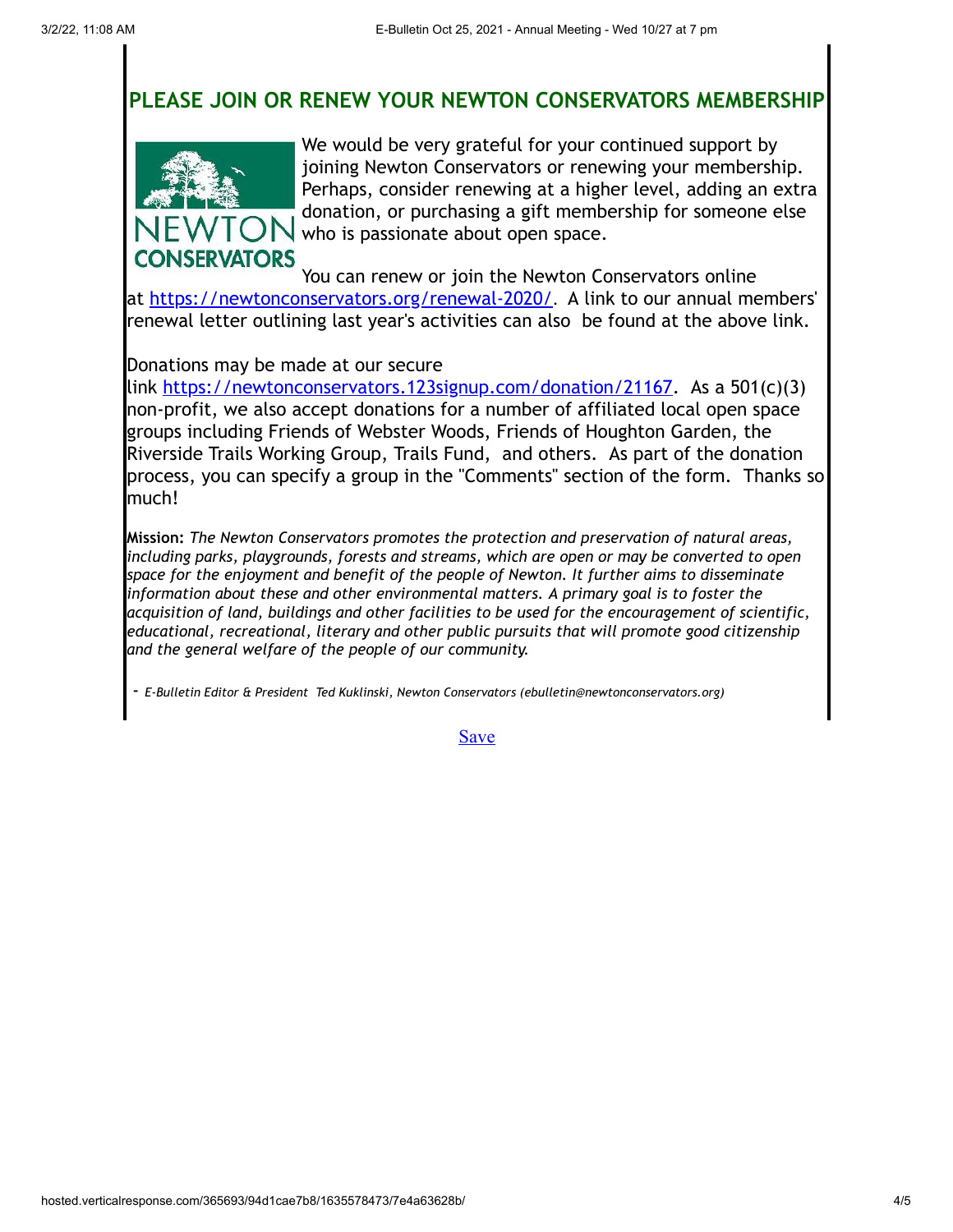## PLEASE JOIN OR RENEW YOUR NEWTON CONSERVATORS MEMBERSHIP

NEWTON CONSERVATORS

We would be very grateful for your continued support by joining Newton Conservators or renewing your membership. Perhaps, consider renewing at a higher level, adding an extra donation, or purchasing a gift membership for someone else who is passionate about open space.

You can renew or join the Newton Conservators online at https://newtonconservators.org/renewal-2020/. A link to our annual members' renewal letter outlining last year's activities can also be found at the above link.

Donations may be made at our secure link https://newtonconservators.123signup.com/donation/21167. As a 501(c)(3) non-profit, we also accept donations for a number of affiliated local open space groups including Friends of Webster Woods, Friends of Houghton Garden, the Riverside Trails Working Group, Trails Fund, and others. As part of the donation process, you can specify a group in the "Comments" section of the form. Thanks so much!

**Mission:** *The Newton Conservators promotes the protection and preservation of natural areas, including parks, playgrounds, forests and streams, which are open or may be converted to open space for the enjoyment and benefit of the people of Newton. It further aims to disseminate information about these and other environmental matters. A primary goal is to foster the acquisition of land, buildings and other facilities to be used for the encouragement of scientific, educational, recreational, literary and other public pursuits that will promote good citizenship and the general welfare of the people of our community.*

- *E-Bulletin Editor & President Ted Kuklinski, Newton Conservators (ebulletin@newtonconservators.org)*

Save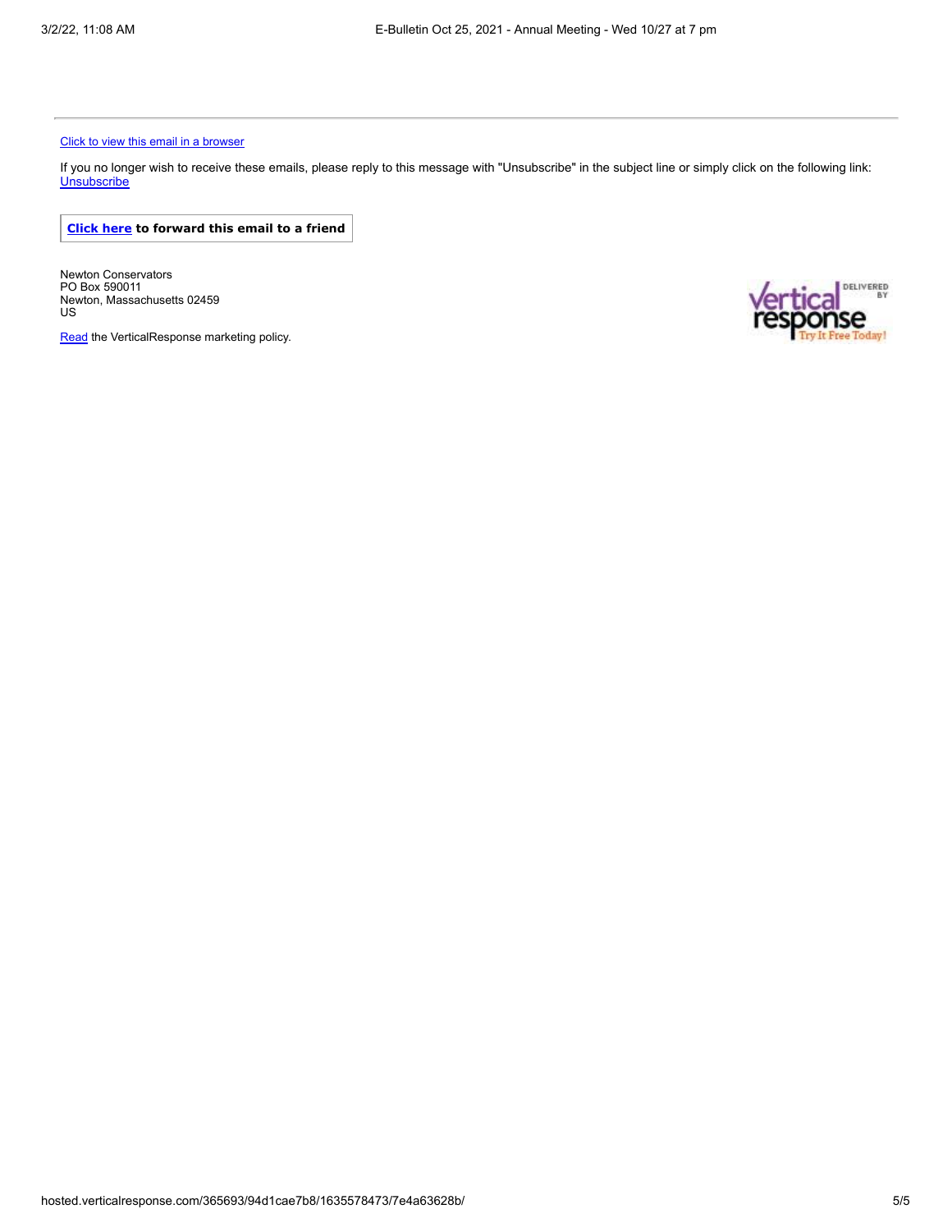---

Click to view this email in a browser

If you no longer wish to receive these emails, please reply to this message with "Unsubscribe" in the subject line or simply click on the following link: Unsubscribe

**Click here to forward this email to a friend**

Newton Conservators
PO Box 590011
Newton, Massachusetts 02459
US

Read the VerticalResponse marketing policy.